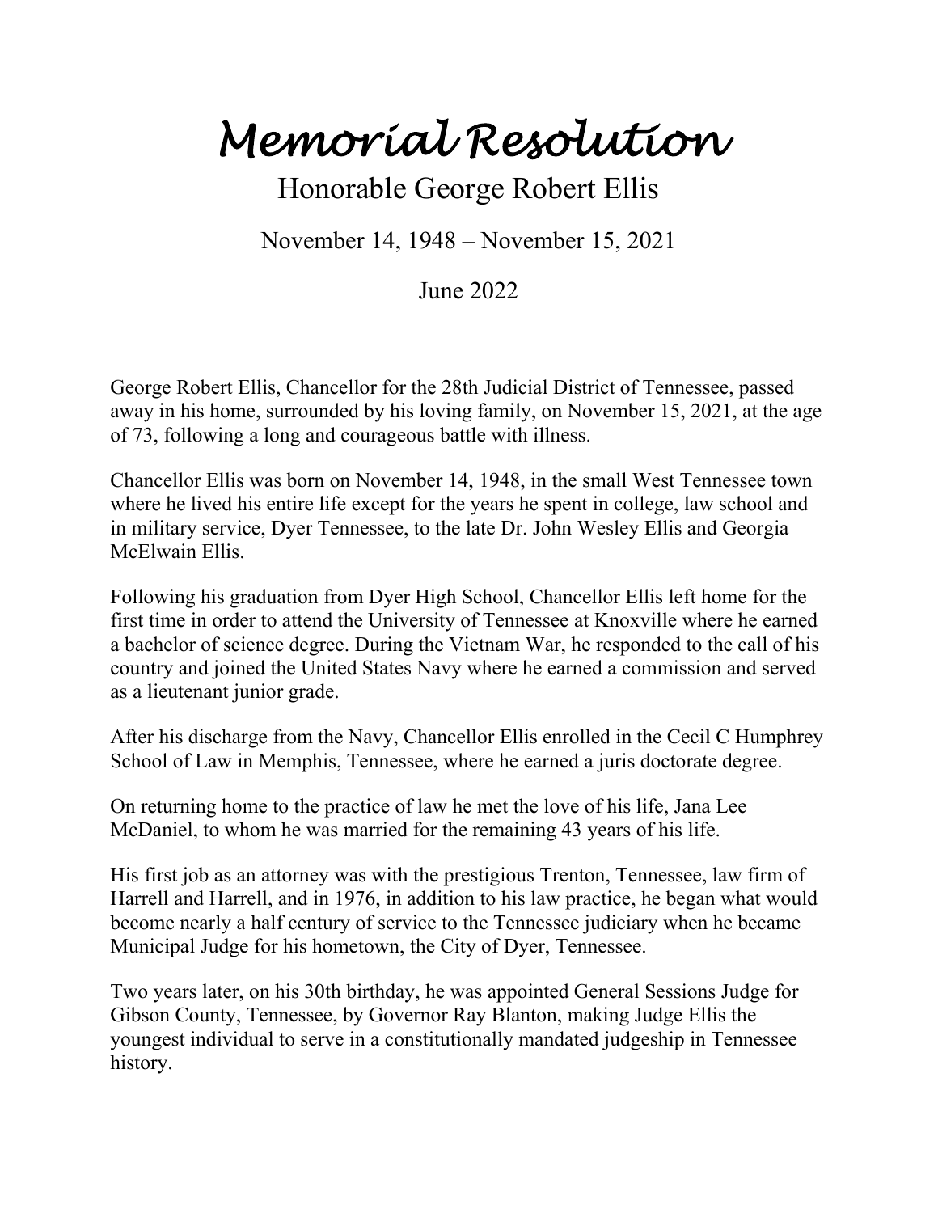# Memorial Resolution

## Honorable George Robert Ellis

November 14, 1948 – November 15, 2021

June 2022

George Robert Ellis, Chancellor for the 28th Judicial District of Tennessee, passed away in his home, surrounded by his loving family, on November 15, 2021, at the age of 73, following a long and courageous battle with illness.

Chancellor Ellis was born on November 14, 1948, in the small West Tennessee town where he lived his entire life except for the years he spent in college, law school and in military service, Dyer Tennessee, to the late Dr. John Wesley Ellis and Georgia McElwain Ellis.

Following his graduation from Dyer High School, Chancellor Ellis left home for the first time in order to attend the University of Tennessee at Knoxville where he earned a bachelor of science degree. During the Vietnam War, he responded to the call of his country and joined the United States Navy where he earned a commission and served as a lieutenant junior grade.

After his discharge from the Navy, Chancellor Ellis enrolled in the Cecil C Humphrey School of Law in Memphis, Tennessee, where he earned a juris doctorate degree.

On returning home to the practice of law he met the love of his life, Jana Lee McDaniel, to whom he was married for the remaining 43 years of his life.

His first job as an attorney was with the prestigious Trenton, Tennessee, law firm of Harrell and Harrell, and in 1976, in addition to his law practice, he began what would become nearly a half century of service to the Tennessee judiciary when he became Municipal Judge for his hometown, the City of Dyer, Tennessee.

Two years later, on his 30th birthday, he was appointed General Sessions Judge for Gibson County, Tennessee, by Governor Ray Blanton, making Judge Ellis the youngest individual to serve in a constitutionally mandated judgeship in Tennessee history.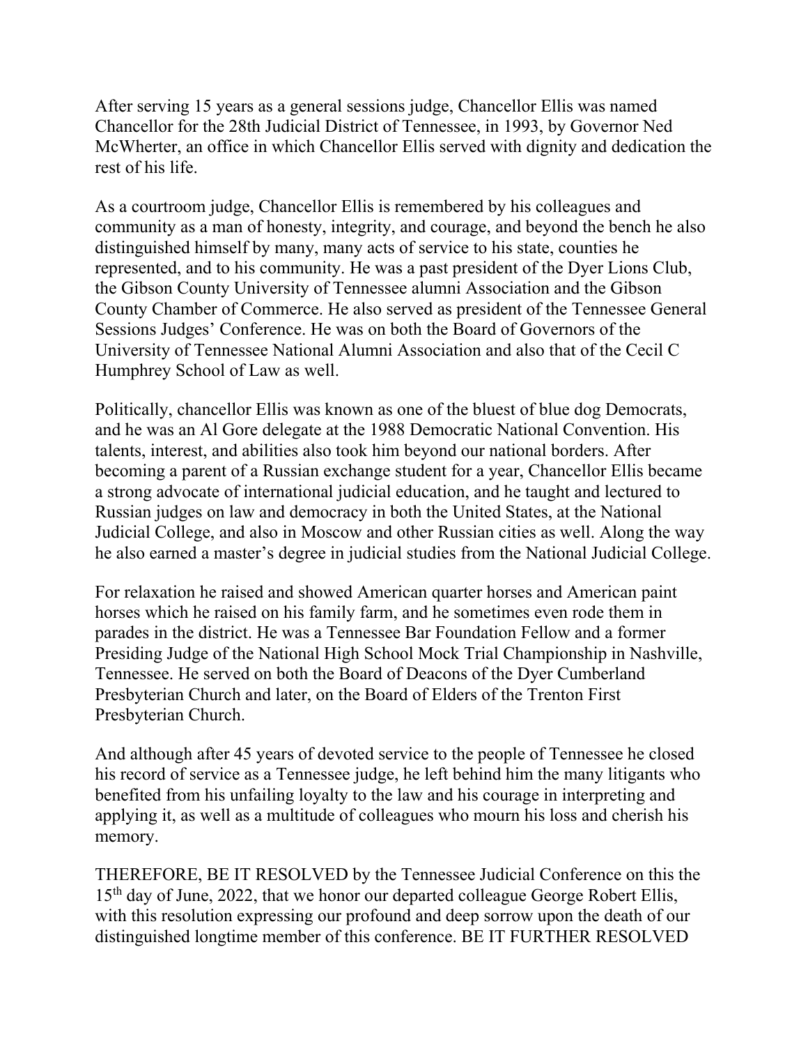After serving 15 years as a general sessions judge, Chancellor Ellis was named Chancellor for the 28th Judicial District of Tennessee, in 1993, by Governor Ned McWherter, an office in which Chancellor Ellis served with dignity and dedication the rest of his life.

As a courtroom judge, Chancellor Ellis is remembered by his colleagues and community as a man of honesty, integrity, and courage, and beyond the bench he also distinguished himself by many, many acts of service to his state, counties he represented, and to his community. He was a past president of the Dyer Lions Club, the Gibson County University of Tennessee alumni Association and the Gibson County Chamber of Commerce. He also served as president of the Tennessee General Sessions Judges' Conference. He was on both the Board of Governors of the University of Tennessee National Alumni Association and also that of the Cecil C Humphrey School of Law as well.

Politically, chancellor Ellis was known as one of the bluest of blue dog Democrats, and he was an Al Gore delegate at the 1988 Democratic National Convention. His talents, interest, and abilities also took him beyond our national borders. After becoming a parent of a Russian exchange student for a year, Chancellor Ellis became a strong advocate of international judicial education, and he taught and lectured to Russian judges on law and democracy in both the United States, at the National Judicial College, and also in Moscow and other Russian cities as well. Along the way he also earned a master's degree in judicial studies from the National Judicial College.

For relaxation he raised and showed American quarter horses and American paint horses which he raised on his family farm, and he sometimes even rode them in parades in the district. He was a Tennessee Bar Foundation Fellow and a former Presiding Judge of the National High School Mock Trial Championship in Nashville, Tennessee. He served on both the Board of Deacons of the Dyer Cumberland Presbyterian Church and later, on the Board of Elders of the Trenton First Presbyterian Church.

And although after 45 years of devoted service to the people of Tennessee he closed his record of service as a Tennessee judge, he left behind him the many litigants who benefited from his unfailing loyalty to the law and his courage in interpreting and applying it, as well as a multitude of colleagues who mourn his loss and cherish his memory.

THEREFORE, BE IT RESOLVED by the Tennessee Judicial Conference on this the 15th day of June, 2022, that we honor our departed colleague George Robert Ellis, with this resolution expressing our profound and deep sorrow upon the death of our distinguished longtime member of this conference. BE IT FURTHER RESOLVED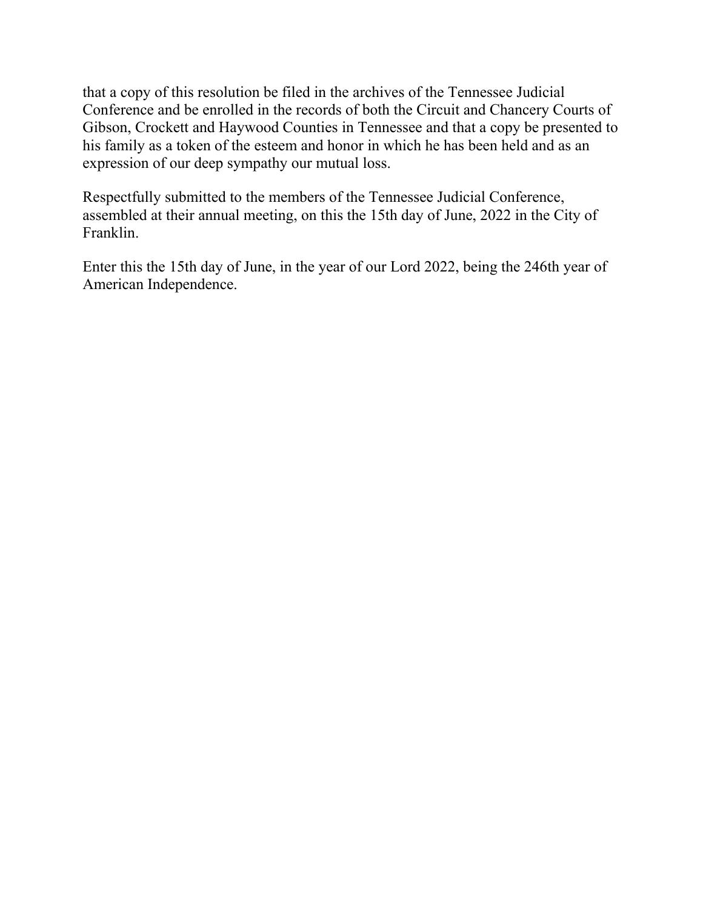that a copy of this resolution be filed in the archives of the Tennessee Judicial Conference and be enrolled in the records of both the Circuit and Chancery Courts of Gibson, Crockett and Haywood Counties in Tennessee and that a copy be presented to his family as a token of the esteem and honor in which he has been held and as an expression of our deep sympathy our mutual loss.

Respectfully submitted to the members of the Tennessee Judicial Conference, assembled at their annual meeting, on this the 15th day of June, 2022 in the City of Franklin.

Enter this the 15th day of June, in the year of our Lord 2022, being the 246th year of American Independence.